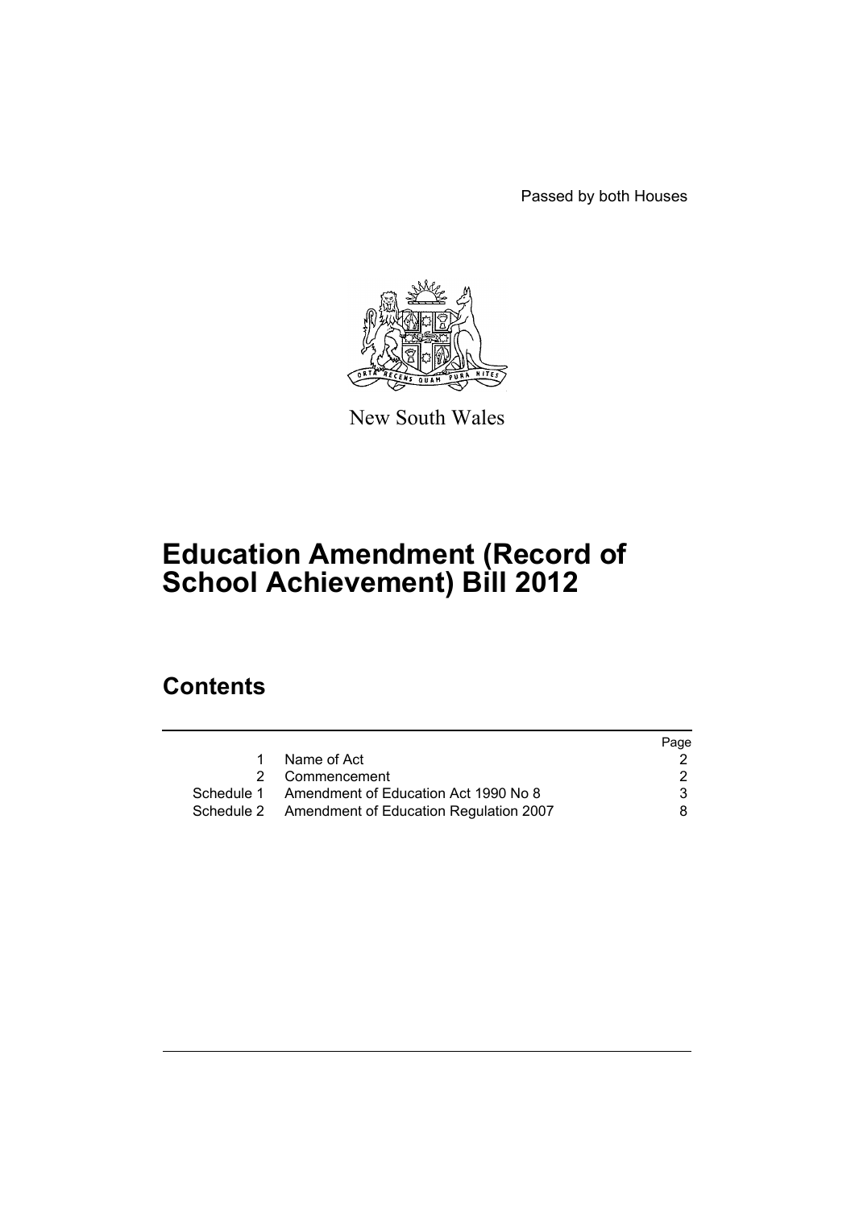Passed by both Houses

New South Wales

# Education Amendment (Record of School Achievement) Bill 2012

## Contents

| | | Page |
|---|---|---|
| 1 | Name of Act | 2 |
| 2 | Commencement | 2 |
| Schedule 1 | Amendment of Education Act 1990 No 8 | 3 |
| Schedule 2 | Amendment of Education Regulation 2007 | 8 |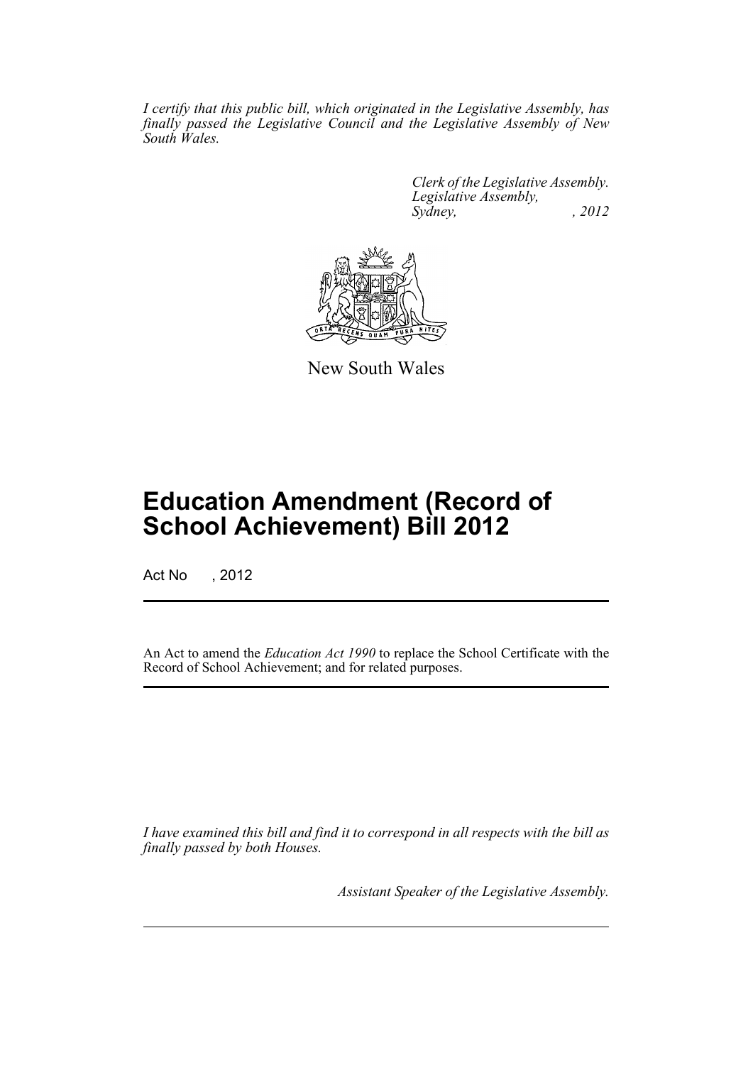*I certify that this public bill, which originated in the Legislative Assembly, has finally passed the Legislative Council and the Legislative Assembly of New South Wales.*

*Clerk of the Legislative Assembly.*
*Legislative Assembly,*
*Sydney, , 2012*

New South Wales

# Education Amendment (Record of School Achievement) Bill 2012

Act No , 2012

An Act to amend the *Education Act 1990* to replace the School Certificate with the Record of School Achievement; and for related purposes.

*I have examined this bill and find it to correspond in all respects with the bill as finally passed by both Houses.*

*Assistant Speaker of the Legislative Assembly.*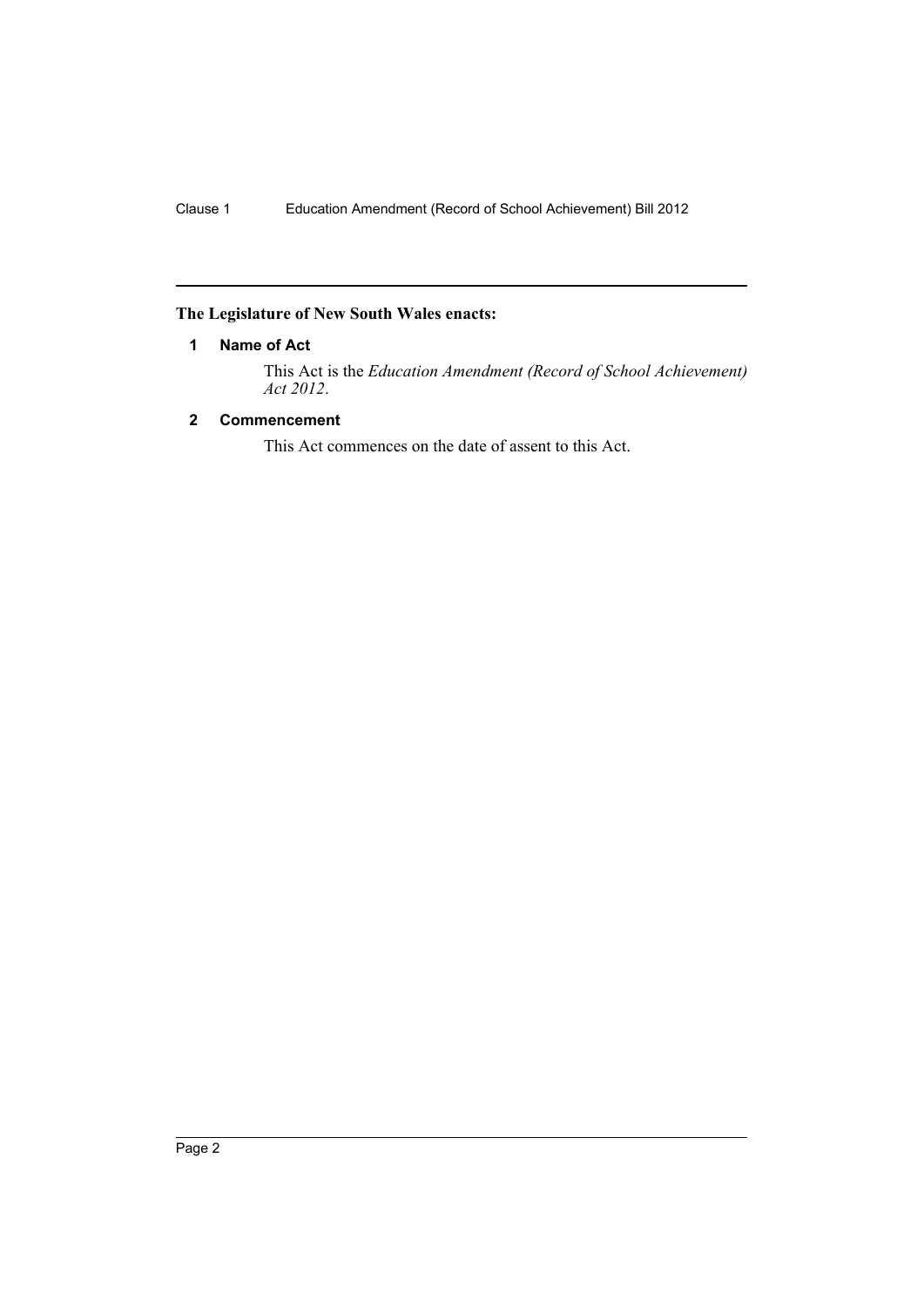## The Legislature of New South Wales enacts:

### 1 Name of Act

This Act is the *Education Amendment (Record of School Achievement) Act 2012*.

### 2 Commencement

This Act commences on the date of assent to this Act.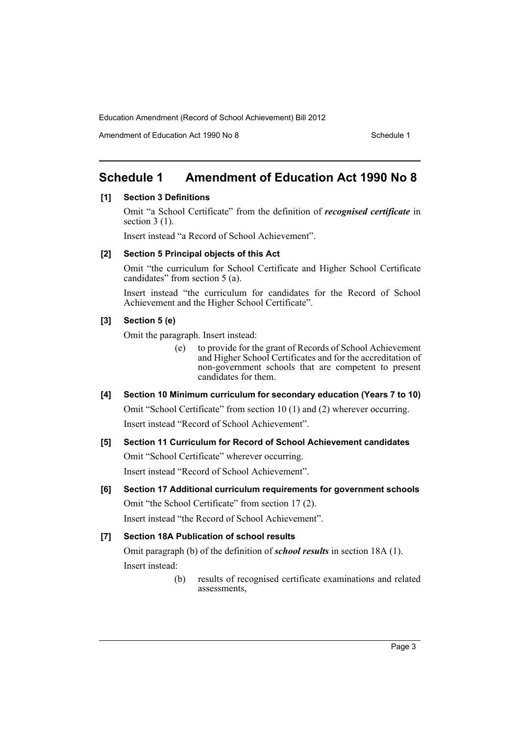# Schedule 1 Amendment of Education Act 1990 No 8

### [1] Section 3 Definitions

Omit "a School Certificate" from the definition of ***recognised certificate*** in section 3 (1).

Insert instead "a Record of School Achievement".

### [2] Section 5 Principal objects of this Act

Omit "the curriculum for School Certificate and Higher School Certificate candidates" from section 5 (a).

Insert instead "the curriculum for candidates for the Record of School Achievement and the Higher School Certificate".

### [3] Section 5 (e)

Omit the paragraph. Insert instead:

> (e) to provide for the grant of Records of School Achievement and Higher School Certificates and for the accreditation of non-government schools that are competent to present candidates for them.

### [4] Section 10 Minimum curriculum for secondary education (Years 7 to 10)

Omit "School Certificate" from section 10 (1) and (2) wherever occurring.

Insert instead "Record of School Achievement".

### [5] Section 11 Curriculum for Record of School Achievement candidates

Omit "School Certificate" wherever occurring.

Insert instead "Record of School Achievement".

### [6] Section 17 Additional curriculum requirements for government schools

Omit "the School Certificate" from section 17 (2).

Insert instead "the Record of School Achievement".

### [7] Section 18A Publication of school results

Omit paragraph (b) of the definition of ***school results*** in section 18A (1).

Insert instead:

> (b) results of recognised certificate examinations and related assessments,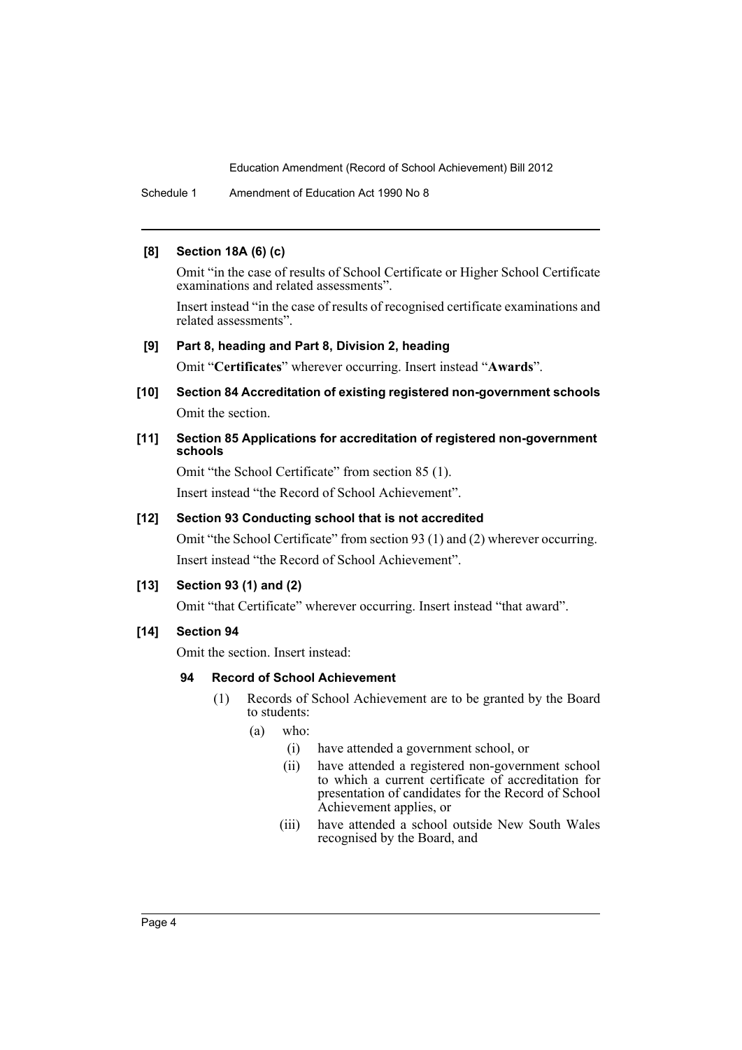**[8] Section 18A (6) (c)**

Omit "in the case of results of School Certificate or Higher School Certificate examinations and related assessments".

Insert instead "in the case of results of recognised certificate examinations and related assessments".

**[9] Part 8, heading and Part 8, Division 2, heading**

Omit "**Certificates**" wherever occurring. Insert instead "**Awards**".

**[10] Section 84 Accreditation of existing registered non-government schools**

Omit the section.

**[11] Section 85 Applications for accreditation of registered non-government schools**

Omit "the School Certificate" from section 85 (1).

Insert instead "the Record of School Achievement".

**[12] Section 93 Conducting school that is not accredited**

Omit "the School Certificate" from section 93 (1) and (2) wherever occurring.

Insert instead "the Record of School Achievement".

**[13] Section 93 (1) and (2)**

Omit "that Certificate" wherever occurring. Insert instead "that award".

**[14] Section 94**

Omit the section. Insert instead:

**94 Record of School Achievement**

(1) Records of School Achievement are to be granted by the Board to students:

- (a) who:
  - (i) have attended a government school, or
  - (ii) have attended a registered non-government school to which a current certificate of accreditation for presentation of candidates for the Record of School Achievement applies, or
  - (iii) have attended a school outside New South Wales recognised by the Board, and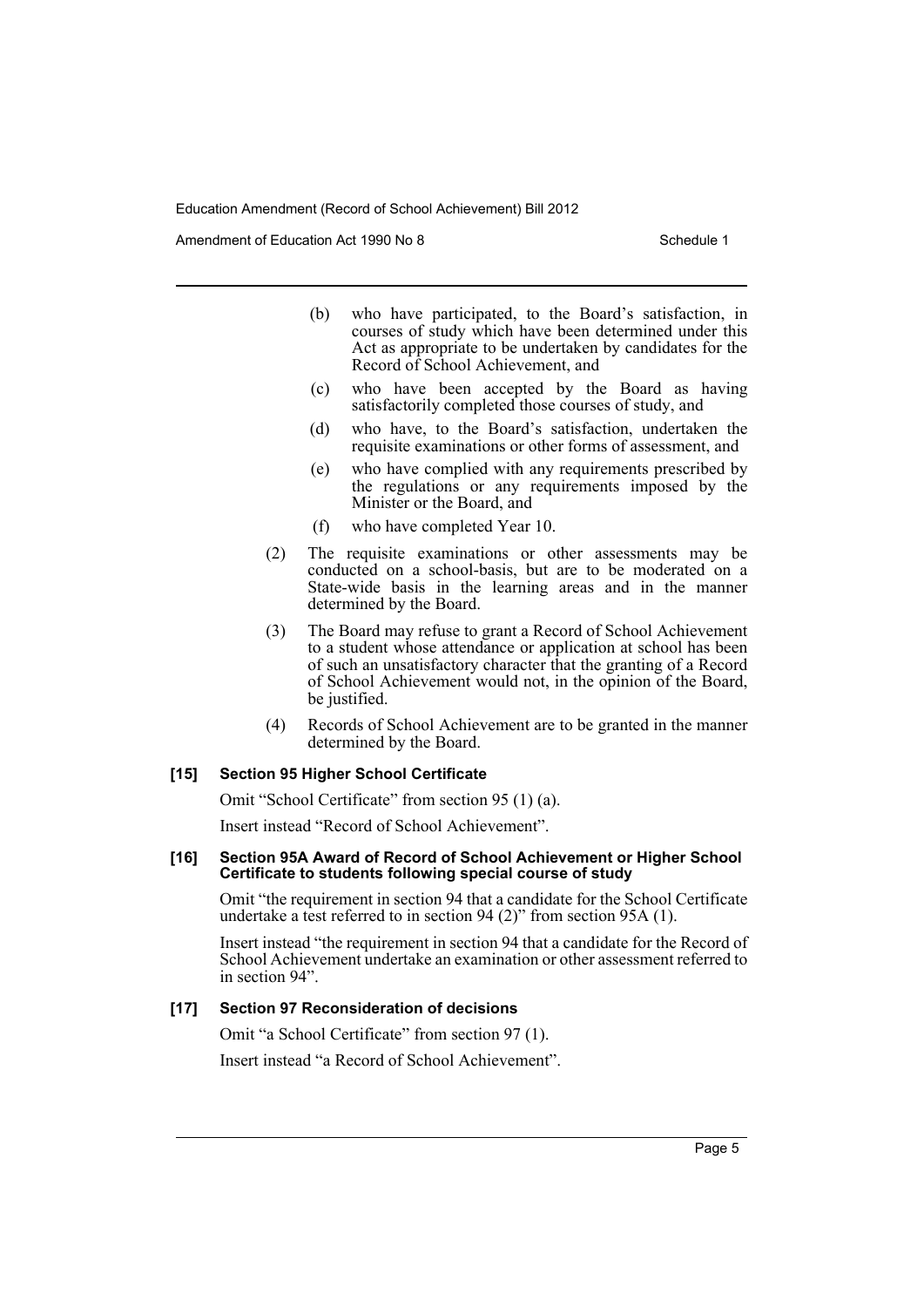(b) who have participated, to the Board's satisfaction, in courses of study which have been determined under this Act as appropriate to be undertaken by candidates for the Record of School Achievement, and

(c) who have been accepted by the Board as having satisfactorily completed those courses of study, and

(d) who have, to the Board's satisfaction, undertaken the requisite examinations or other forms of assessment, and

(e) who have complied with any requirements prescribed by the regulations or any requirements imposed by the Minister or the Board, and

(f) who have completed Year 10.

(2) The requisite examinations or other assessments may be conducted on a school-basis, but are to be moderated on a State-wide basis in the learning areas and in the manner determined by the Board.

(3) The Board may refuse to grant a Record of School Achievement to a student whose attendance or application at school has been of such an unsatisfactory character that the granting of a Record of School Achievement would not, in the opinion of the Board, be justified.

(4) Records of School Achievement are to be granted in the manner determined by the Board.

#### [15] Section 95 Higher School Certificate

Omit "School Certificate" from section 95 (1) (a).

Insert instead "Record of School Achievement".

#### [16] Section 95A Award of Record of School Achievement or Higher School Certificate to students following special course of study

Omit "the requirement in section 94 that a candidate for the School Certificate undertake a test referred to in section 94 (2)" from section 95A (1).

Insert instead "the requirement in section 94 that a candidate for the Record of School Achievement undertake an examination or other assessment referred to in section 94".

#### [17] Section 97 Reconsideration of decisions

Omit "a School Certificate" from section 97 (1).

Insert instead "a Record of School Achievement".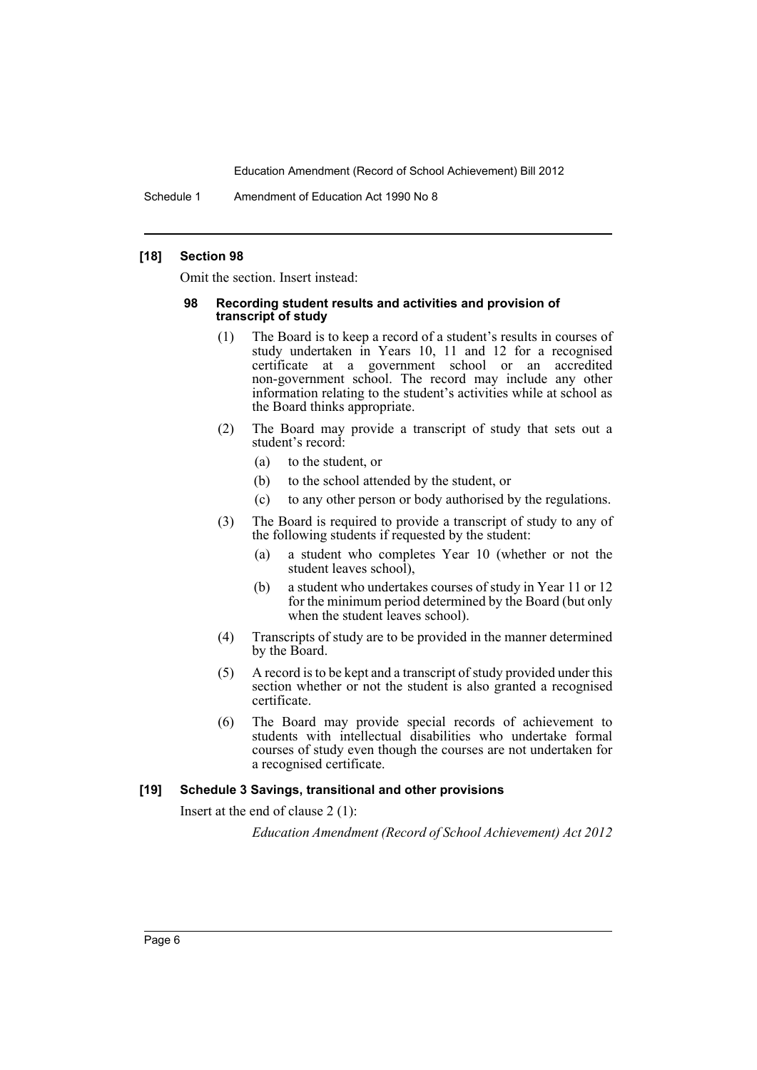### [18] Section 98

Omit the section. Insert instead:

#### 98 Recording student results and activities and provision of transcript of study

(1) The Board is to keep a record of a student's results in courses of study undertaken in Years 10, 11 and 12 for a recognised certificate at a government school or an accredited non-government school. The record may include any other information relating to the student's activities while at school as the Board thinks appropriate.

(2) The Board may provide a transcript of study that sets out a student's record:

- (a) to the student, or
- (b) to the school attended by the student, or
- (c) to any other person or body authorised by the regulations.

(3) The Board is required to provide a transcript of study to any of the following students if requested by the student:

- (a) a student who completes Year 10 (whether or not the student leaves school),
- (b) a student who undertakes courses of study in Year 11 or 12 for the minimum period determined by the Board (but only when the student leaves school).

(4) Transcripts of study are to be provided in the manner determined by the Board.

(5) A record is to be kept and a transcript of study provided under this section whether or not the student is also granted a recognised certificate.

(6) The Board may provide special records of achievement to students with intellectual disabilities who undertake formal courses of study even though the courses are not undertaken for a recognised certificate.

### [19] Schedule 3 Savings, transitional and other provisions

Insert at the end of clause 2 (1):

*Education Amendment (Record of School Achievement) Act 2012*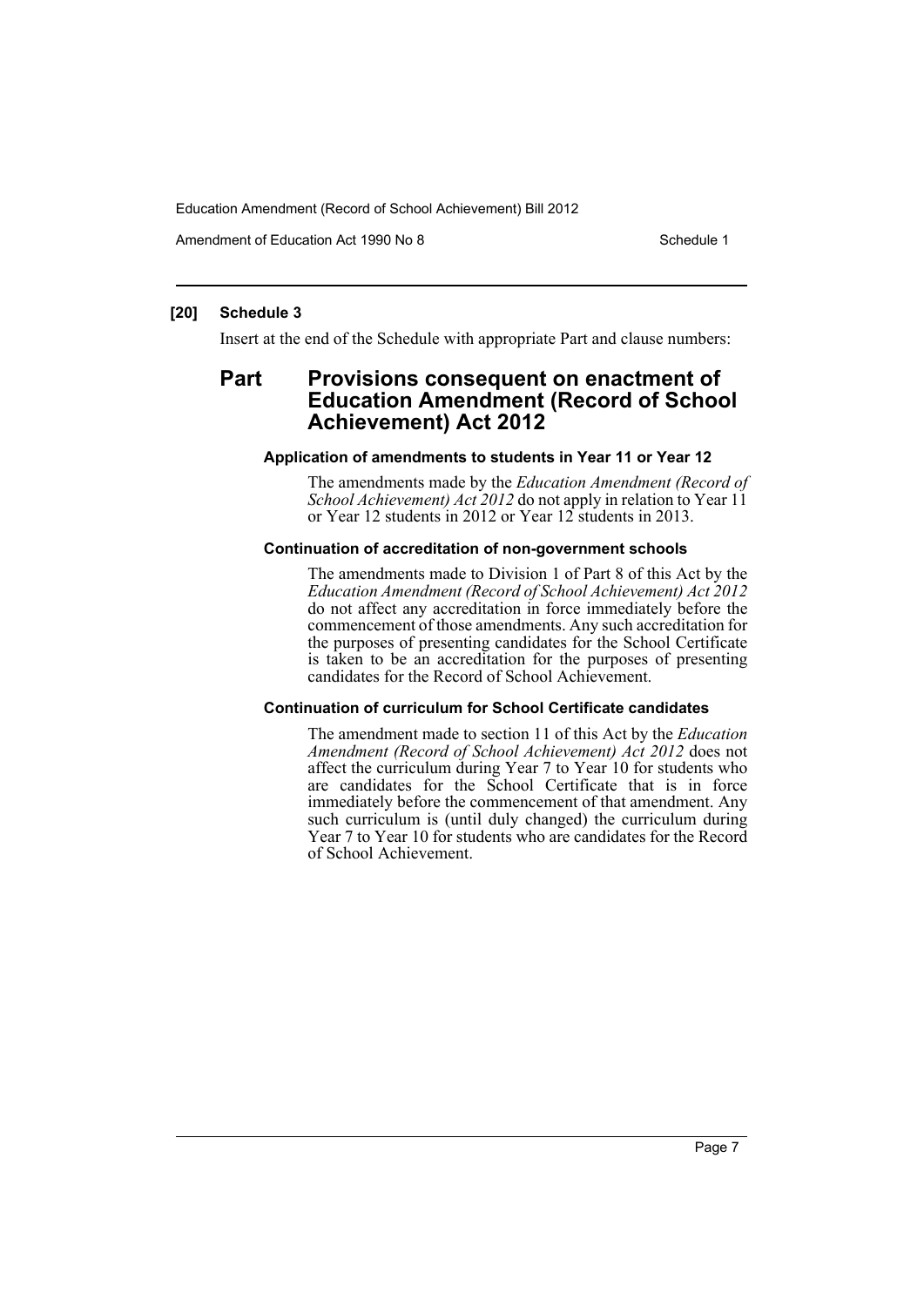## [20] Schedule 3

Insert at the end of the Schedule with appropriate Part and clause numbers:

# Part Provisions consequent on enactment of Education Amendment (Record of School Achievement) Act 2012

### Application of amendments to students in Year 11 or Year 12

The amendments made by the *Education Amendment (Record of School Achievement) Act 2012* do not apply in relation to Year 11 or Year 12 students in 2012 or Year 12 students in 2013.

### Continuation of accreditation of non-government schools

The amendments made to Division 1 of Part 8 of this Act by the *Education Amendment (Record of School Achievement) Act 2012* do not affect any accreditation in force immediately before the commencement of those amendments. Any such accreditation for the purposes of presenting candidates for the School Certificate is taken to be an accreditation for the purposes of presenting candidates for the Record of School Achievement.

### Continuation of curriculum for School Certificate candidates

The amendment made to section 11 of this Act by the *Education Amendment (Record of School Achievement) Act 2012* does not affect the curriculum during Year 7 to Year 10 for students who are candidates for the School Certificate that is in force immediately before the commencement of that amendment. Any such curriculum is (until duly changed) the curriculum during Year 7 to Year 10 for students who are candidates for the Record of School Achievement.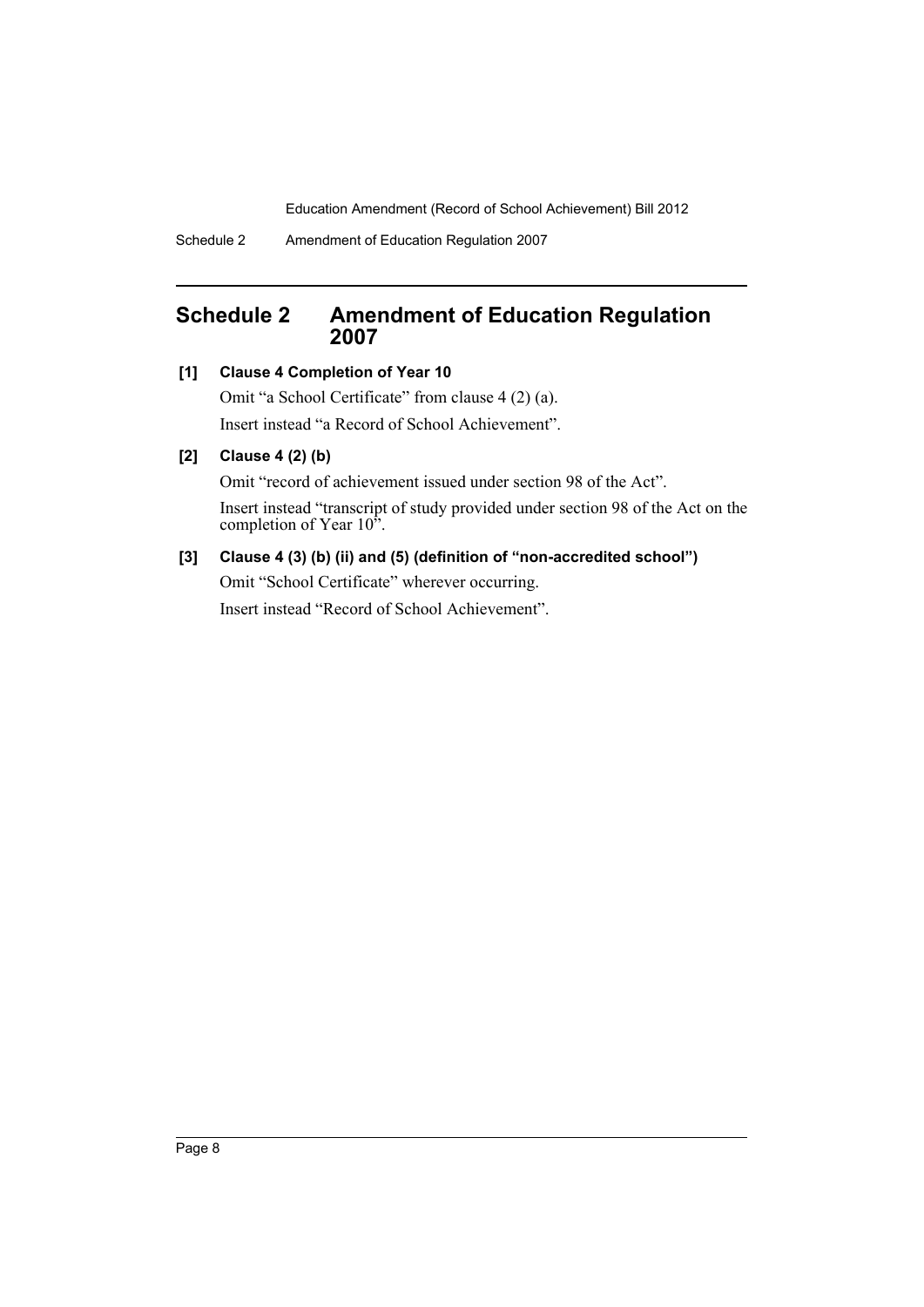# Schedule 2 Amendment of Education Regulation 2007

**[1] Clause 4 Completion of Year 10**

Omit "a School Certificate" from clause 4 (2) (a).

Insert instead "a Record of School Achievement".

**[2] Clause 4 (2) (b)**

Omit "record of achievement issued under section 98 of the Act".

Insert instead "transcript of study provided under section 98 of the Act on the completion of Year 10".

**[3] Clause 4 (3) (b) (ii) and (5) (definition of "non-accredited school")**

Omit "School Certificate" wherever occurring.

Insert instead "Record of School Achievement".